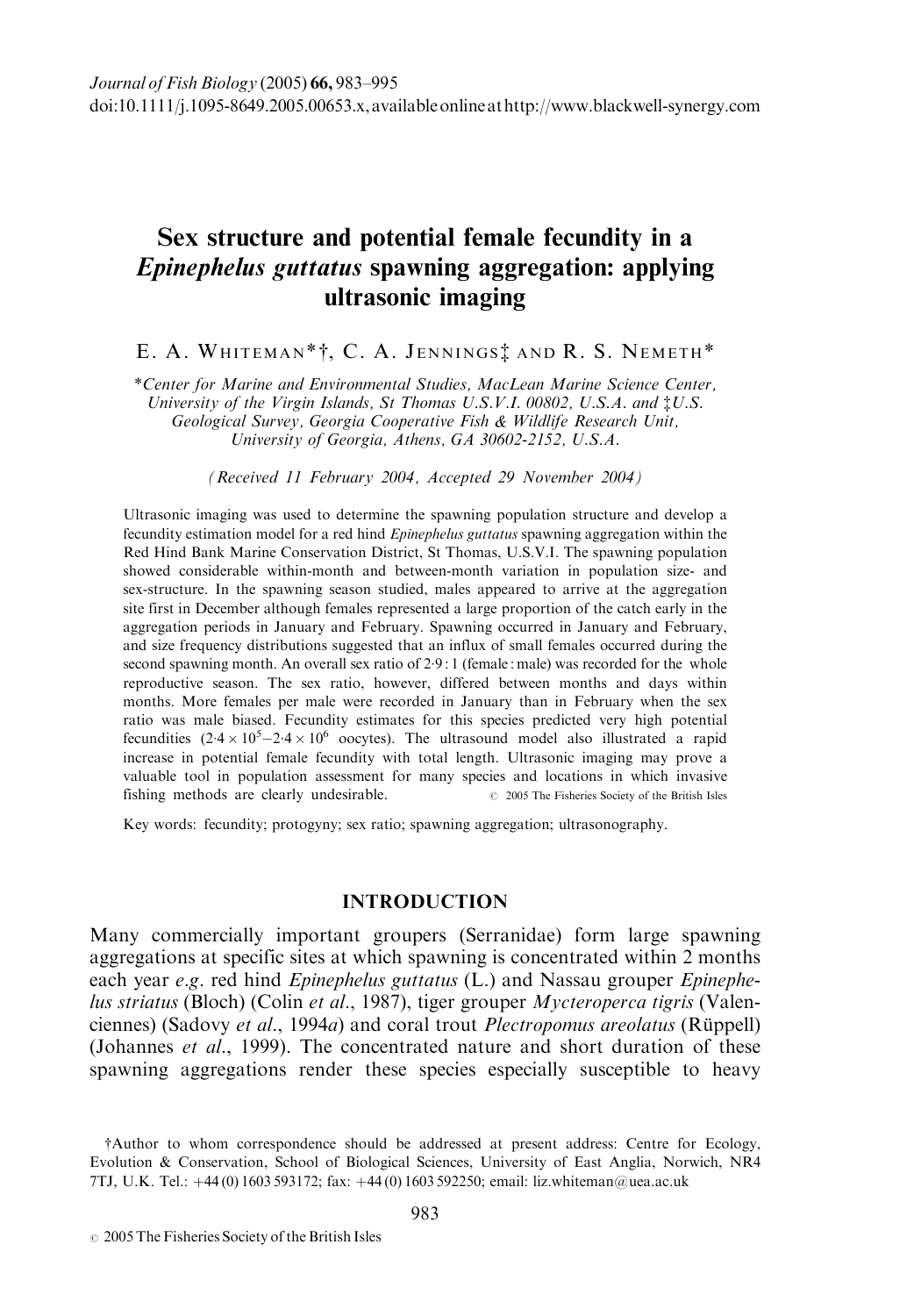# Sex structure and potential female fecundity in a *Epinephelus guttatus* spawning aggregation: applying ultrasonic imaging

E. A. WHITEMAN*†, C. A. JENNINGS‡ AND R. S. NEMETH*

*Center for Marine and Environmental Studies, MacLean Marine Science Center, University of the Virgin Islands, St Thomas U.S.V.I. 00802, U.S.A. and ‡U.S. Geological Survey, Georgia Cooperative Fish & Wildlife Research Unit, University of Georgia, Athens, GA 30602-2152, U.S.A.

*(Received 11 February 2004, Accepted 29 November 2004)*

Ultrasonic imaging was used to determine the spawning population structure and develop a fecundity estimation model for a red hind *Epinephelus guttatus* spawning aggregation within the Red Hind Bank Marine Conservation District, St Thomas, U.S.V.I. The spawning population showed considerable within-month and between-month variation in population size- and sex-structure. In the spawning season studied, males appeared to arrive at the aggregation site first in December although females represented a large proportion of the catch early in the aggregation periods in January and February. Spawning occurred in January and February, and size frequency distributions suggested that an influx of small females occurred during the second spawning month. An overall sex ratio of 2·9 : 1 (female : male) was recorded for the whole reproductive season. The sex ratio, however, differed between months and days within months. More females per male were recorded in January than in February when the sex ratio was male biased. Fecundity estimates for this species predicted very high potential fecundities ($2{\cdot}4 \times 10^5$–$2{\cdot}4 \times 10^6$ oocytes). The ultrasound model also illustrated a rapid increase in potential female fecundity with total length. Ultrasonic imaging may prove a valuable tool in population assessment for many species and locations in which invasive fishing methods are clearly undesirable. © 2005 The Fisheries Society of the British Isles

Key words: fecundity; protogyny; sex ratio; spawning aggregation; ultrasonography.

## INTRODUCTION

Many commercially important groupers (Serranidae) form large spawning aggregations at specific sites at which spawning is concentrated within 2 months each year *e.g.* red hind *Epinephelus guttatus* (L.) and Nassau grouper *Epinephelus striatus* (Bloch) (Colin *et al*., 1987), tiger grouper *Mycteroperca tigris* (Valenciennes) (Sadovy *et al*., 1994*a*) and coral trout *Plectropomus areolatus* (Rüppell) (Johannes *et al*., 1999). The concentrated nature and short duration of these spawning aggregations render these species especially susceptible to heavy

†Author to whom correspondence should be addressed at present address: Centre for Ecology, Evolution & Conservation, School of Biological Sciences, University of East Anglia, Norwich, NR4 7TJ, U.K. Tel.: +44 (0) 1603 593172; fax: +44 (0) 1603 592250; email: liz.whiteman@uea.ac.uk

© 2005 The Fisheries Society of the British Isles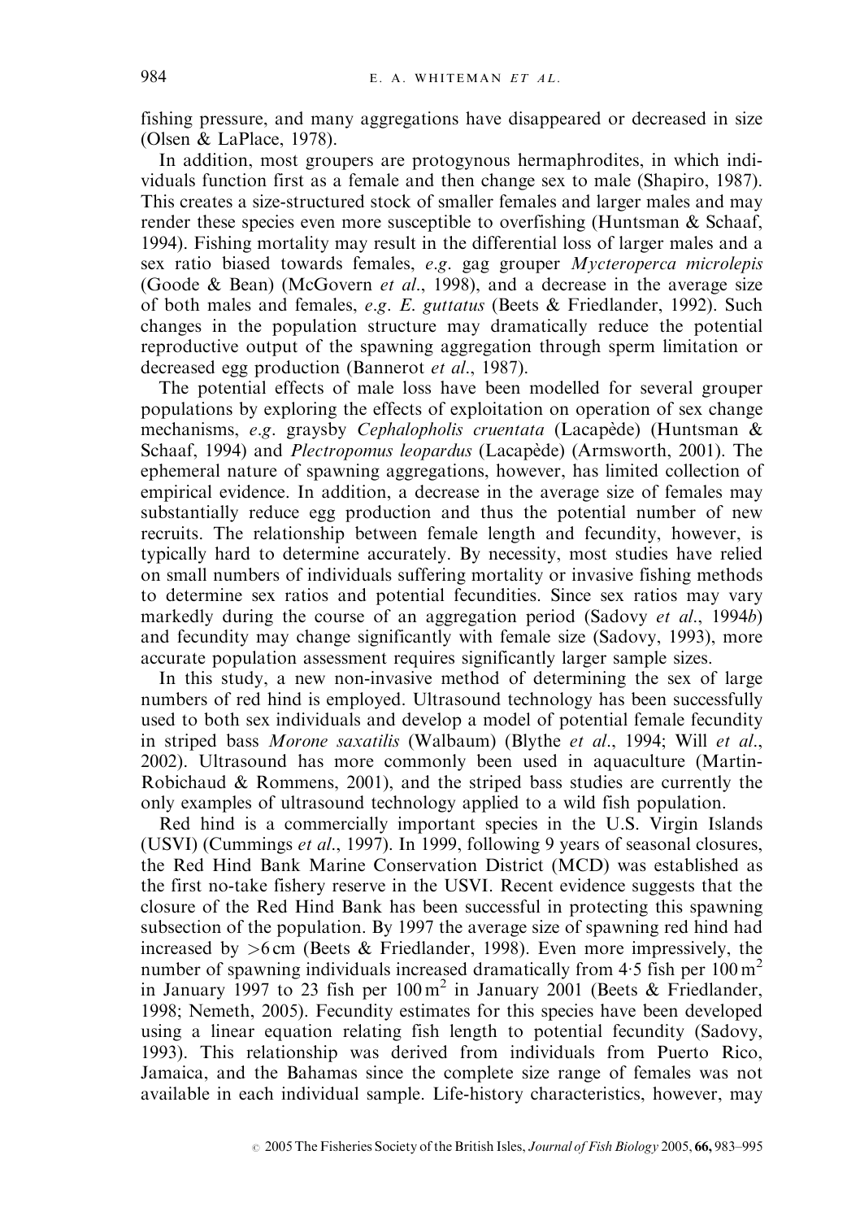fishing pressure, and many aggregations have disappeared or decreased in size (Olsen & LaPlace, 1978).

In addition, most groupers are protogynous hermaphrodites, in which individuals function first as a female and then change sex to male (Shapiro, 1987). This creates a size-structured stock of smaller females and larger males and may render these species even more susceptible to overfishing (Huntsman & Schaaf, 1994). Fishing mortality may result in the differential loss of larger males and a sex ratio biased towards females, *e.g.* gag grouper *Mycteroperca microlepis* (Goode & Bean) (McGovern *et al.*, 1998), and a decrease in the average size of both males and females, *e.g. E. guttatus* (Beets & Friedlander, 1992). Such changes in the population structure may dramatically reduce the potential reproductive output of the spawning aggregation through sperm limitation or decreased egg production (Bannerot *et al.*, 1987).

The potential effects of male loss have been modelled for several grouper populations by exploring the effects of exploitation on operation of sex change mechanisms, *e.g.* graysby *Cephalopholis cruentata* (Lacepède) (Huntsman & Schaaf, 1994) and *Plectropomus leopardus* (Lacepède) (Armsworth, 2001). The ephemeral nature of spawning aggregations, however, has limited collection of empirical evidence. In addition, a decrease in the average size of females may substantially reduce egg production and thus the potential number of new recruits. The relationship between female length and fecundity, however, is typically hard to determine accurately. By necessity, most studies have relied on small numbers of individuals suffering mortality or invasive fishing methods to determine sex ratios and potential fecundities. Since sex ratios may vary markedly during the course of an aggregation period (Sadovy *et al.*, 1994*b*) and fecundity may change significantly with female size (Sadovy, 1993), more accurate population assessment requires significantly larger sample sizes.

In this study, a new non-invasive method of determining the sex of large numbers of red hind is employed. Ultrasound technology has been successfully used to both sex individuals and develop a model of potential female fecundity in striped bass *Morone saxatilis* (Walbaum) (Blythe *et al.*, 1994; Will *et al.*, 2002). Ultrasound has more commonly been used in aquaculture (Martin-Robichaud & Rommens, 2001), and the striped bass studies are currently the only examples of ultrasound technology applied to a wild fish population.

Red hind is a commercially important species in the U.S. Virgin Islands (USVI) (Cummings *et al.*, 1997). In 1999, following 9 years of seasonal closures, the Red Hind Bank Marine Conservation District (MCD) was established as the first no-take fishery reserve in the USVI. Recent evidence suggests that the closure of the Red Hind Bank has been successful in protecting this spawning subsection of the population. By 1997 the average size of spawning red hind had increased by >6 cm (Beets & Friedlander, 1998). Even more impressively, the number of spawning individuals increased dramatically from 4·5 fish per 100 $m^2$ in January 1997 to 23 fish per 100 $m^2$ in January 2001 (Beets & Friedlander, 1998; Nemeth, 2005). Fecundity estimates for this species have been developed using a linear equation relating fish length to potential fecundity (Sadovy, 1993). This relationship was derived from individuals from Puerto Rico, Jamaica, and the Bahamas since the complete size range of females was not available in each individual sample. Life-history characteristics, however, may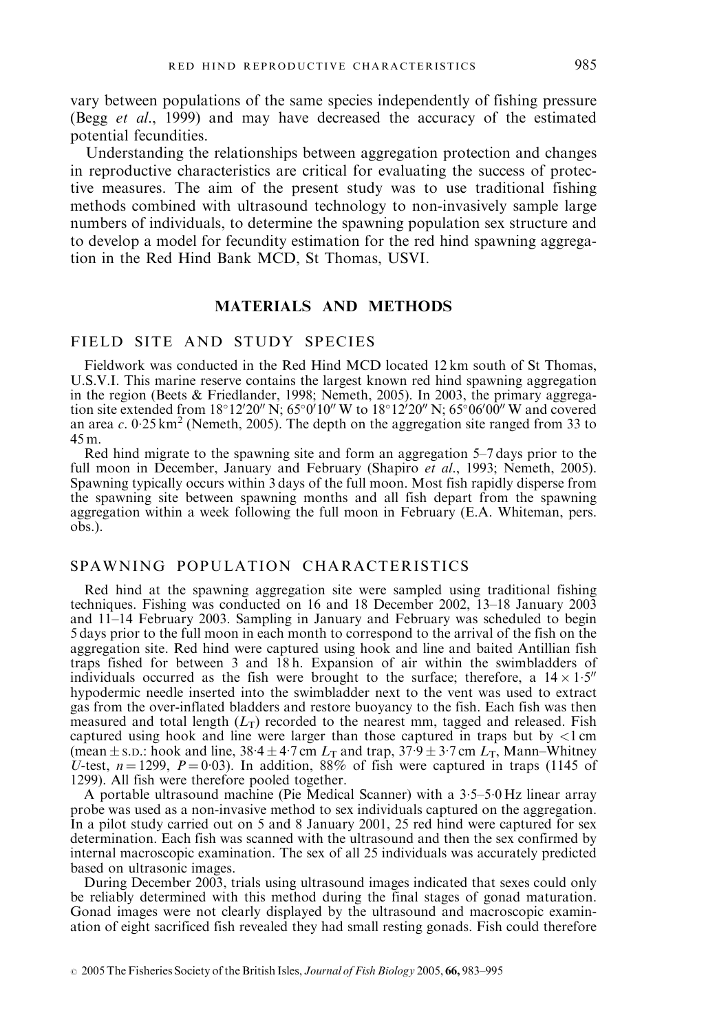vary between populations of the same species independently of fishing pressure (Begg *et al*., 1999) and may have decreased the accuracy of the estimated potential fecundities.

Understanding the relationships between aggregation protection and changes in reproductive characteristics are critical for evaluating the success of protective measures. The aim of the present study was to use traditional fishing methods combined with ultrasound technology to non-invasively sample large numbers of individuals, to determine the spawning population sex structure and to develop a model for fecundity estimation for the red hind spawning aggregation in the Red Hind Bank MCD, St Thomas, USVI.

## MATERIALS AND METHODS

### FIELD SITE AND STUDY SPECIES

Fieldwork was conducted in the Red Hind MCD located 12 km south of St Thomas, U.S.V.I. This marine reserve contains the largest known red hind spawning aggregation in the region (Beets & Friedlander, 1998; Nemeth, 2005). In 2003, the primary aggregation site extended from 18°12′20″ N; 65°0′10″ W to 18°12′20″ N; 65°06′00″ W and covered an area *c*. 0·25 km$^2$ (Nemeth, 2005). The depth on the aggregation site ranged from 33 to 45 m.

Red hind migrate to the spawning site and form an aggregation 5–7 days prior to the full moon in December, January and February (Shapiro *et al*., 1993; Nemeth, 2005). Spawning typically occurs within 3 days of the full moon. Most fish rapidly disperse from the spawning site between spawning months and all fish depart from the spawning aggregation within a week following the full moon in February (E.A. Whiteman, pers. obs.).

### SPAWNING POPULATION CHARACTERISTICS

Red hind at the spawning aggregation site were sampled using traditional fishing techniques. Fishing was conducted on 16 and 18 December 2002, 13–18 January 2003 and 11–14 February 2003. Sampling in January and February was scheduled to begin 5 days prior to the full moon in each month to correspond to the arrival of the fish on the aggregation site. Red hind were captured using hook and line and baited Antillian fish traps fished for between 3 and 18 h. Expansion of air within the swimbladders of individuals occurred as the fish were brought to the surface; therefore, a 14 × 1·5″ hypodermic needle inserted into the swimbladder next to the vent was used to extract gas from the over-inflated bladders and restore buoyancy to the fish. Each fish was then measured and total length ($L_T$) recorded to the nearest mm, tagged and released. Fish captured using hook and line were larger than those captured in traps but by <1 cm (mean ± S.D.: hook and line, 38·4 ± 4·7 cm $L_T$ and trap, 37·9 ± 3·7 cm $L_T$, Mann–Whitney *U*-test, $n = 1299$, $P = 0·03$). In addition, 88% of fish were captured in traps (1145 of 1299). All fish were therefore pooled together.

A portable ultrasound machine (Pie Medical Scanner) with a 3·5–5·0 Hz linear array probe was used as a non-invasive method to sex individuals captured on the aggregation. In a pilot study carried out on 5 and 8 January 2001, 25 red hind were captured for sex determination. Each fish was scanned with the ultrasound and then the sex confirmed by internal macroscopic examination. The sex of all 25 individuals was accurately predicted based on ultrasonic images.

During December 2003, trials using ultrasound images indicated that sexes could only be reliably determined with this method during the final stages of gonad maturation. Gonad images were not clearly displayed by the ultrasound and macroscopic examination of eight sacrificed fish revealed they had small resting gonads. Fish could therefore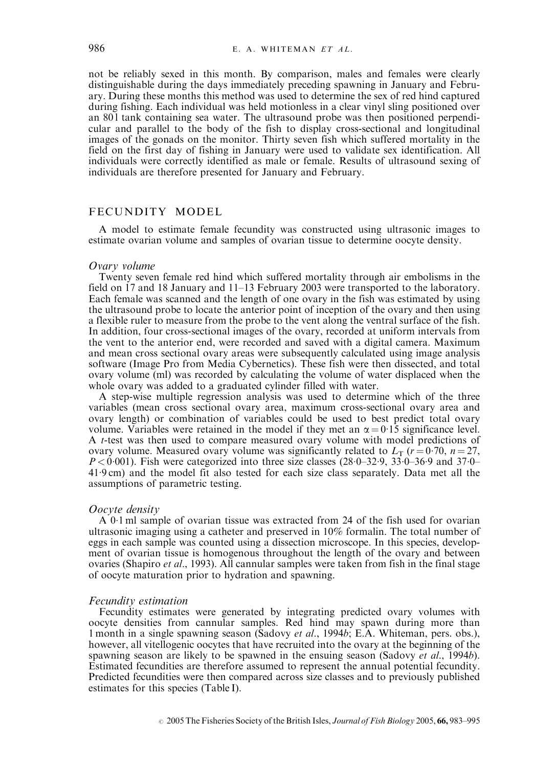not be reliably sexed in this month. By comparison, males and females were clearly distinguishable during the days immediately preceding spawning in January and February. During these months this method was used to determine the sex of red hind captured during fishing. Each individual was held motionless in a clear vinyl sling positioned over an 80 l tank containing sea water. The ultrasound probe was then positioned perpendicular and parallel to the body of the fish to display cross-sectional and longitudinal images of the gonads on the monitor. Thirty seven fish which suffered mortality in the field on the first day of fishing in January were used to validate sex identification. All individuals were correctly identified as male or female. Results of ultrasound sexing of individuals are therefore presented for January and February.

## FECUNDITY MODEL

A model to estimate female fecundity was constructed using ultrasonic images to estimate ovarian volume and samples of ovarian tissue to determine oocyte density.

### *Ovary volume*

Twenty seven female red hind which suffered mortality through air embolisms in the field on 17 and 18 January and 11–13 February 2003 were transported to the laboratory. Each female was scanned and the length of one ovary in the fish was estimated by using the ultrasound probe to locate the anterior point of inception of the ovary and then using a flexible ruler to measure from the probe to the vent along the ventral surface of the fish. In addition, four cross-sectional images of the ovary, recorded at uniform intervals from the vent to the anterior end, were recorded and saved with a digital camera. Maximum and mean cross sectional ovary areas were subsequently calculated using image analysis software (Image Pro from Media Cybernetics). These fish were then dissected, and total ovary volume (ml) was recorded by calculating the volume of water displaced when the whole ovary was added to a graduated cylinder filled with water.

A step-wise multiple regression analysis was used to determine which of the three variables (mean cross sectional ovary area, maximum cross-sectional ovary area and ovary length) or combination of variables could be used to best predict total ovary volume. Variables were retained in the model if they met an $\alpha = 0{\cdot}15$ significance level. A *t*-test was then used to compare measured ovary volume with model predictions of ovary volume. Measured ovary volume was significantly related to $L_T$ ($r = 0{\cdot}70$, $n = 27$, $P < 0{\cdot}001$). Fish were categorized into three size classes (28·0–32·9, 33·0–36·9 and 37·0–41·9 cm) and the model fit also tested for each size class separately. Data met all the assumptions of parametric testing.

### *Oocyte density*

A 0·1 ml sample of ovarian tissue was extracted from 24 of the fish used for ovarian ultrasonic imaging using a catheter and preserved in 10% formalin. The total number of eggs in each sample was counted using a dissection microscope. In this species, development of ovarian tissue is homogenous throughout the length of the ovary and between ovaries (Shapiro *et al*., 1993). All cannular samples were taken from fish in the final stage of oocyte maturation prior to hydration and spawning.

### *Fecundity estimation*

Fecundity estimates were generated by integrating predicted ovary volumes with oocyte densities from cannular samples. Red hind may spawn during more than 1 month in a single spawning season (Sadovy *et al*., 1994*b*; E.A. Whiteman, pers. obs.), however, all vitellogenic oocytes that have recruited into the ovary at the beginning of the spawning season are likely to be spawned in the ensuing season (Sadovy *et al*., 1994*b*). Estimated fecundities are therefore assumed to represent the annual potential fecundity. Predicted fecundities were then compared across size classes and to previously published estimates for this species (Table I).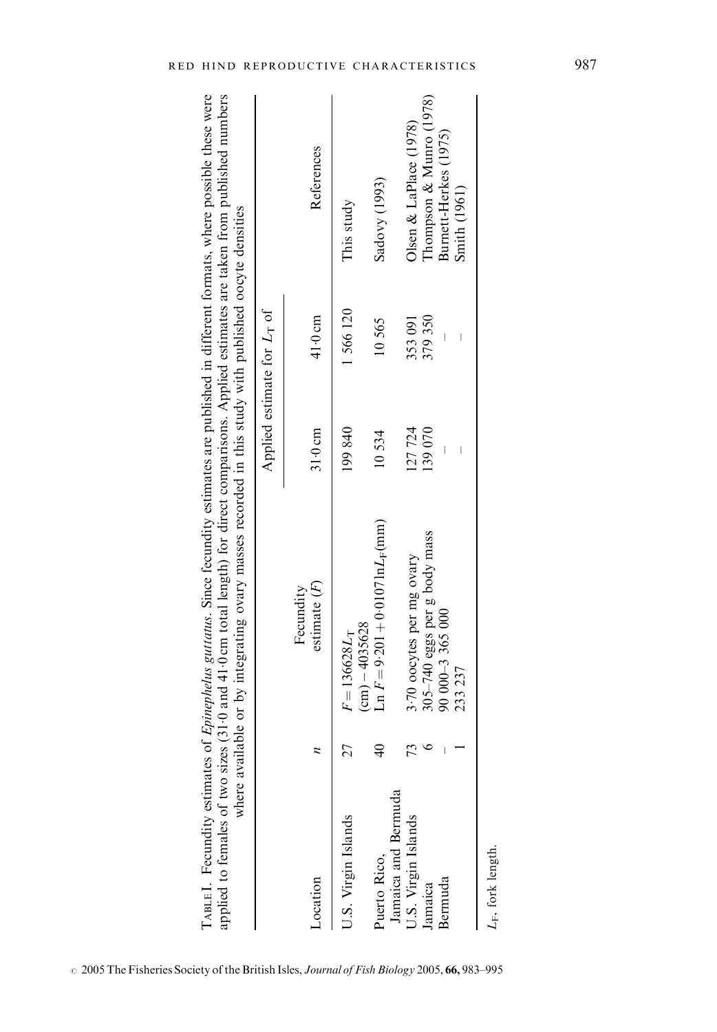TABLE I. Fecundity estimates of *Epinephelus guttatus*. Since fecundity estimates are published in different formats, where possible these were applied to females of two sizes (31·0 and 41·0 cm total length) for direct comparisons. Applied estimates are taken from published numbers where available or by integrating ovary masses recorded in this study with published oocyte densities

| Location | $n$ | Fecundity estimate ($F$) | Applied estimate for $L_T$ of | | References |
|---|---|---|---|---|---|
| | | | 31·0 cm | 41·0 cm | |
| U.S. Virgin Islands | 27 | $F = 136628L_T$ (cm) − 4035628 | 199 840 | 1 566 120 | This study |
| Puerto Rico, Jamaica and Bermuda | 40 | $\ln F = 9{\cdot}201 + 0{\cdot}0107 \ln L_F$(mm) | 10 534 | 10 565 | Sadovy (1993) |
| U.S. Virgin Islands | 73 | 3·70 oocytes per mg ovary | 127 724 | 353 091 | Olsen & LaPlace (1978) |
| Jamaica | 6 | 305–740 eggs per g body mass | 139 070 | 379 350 | Thompson & Munro (1978) |
| Bermuda | – | 90 000–3 365 000 | – | – | Burnett-Herkes (1975) |
| | 1 | 233 237 | – | – | Smith (1961) |

$L_F$, fork length.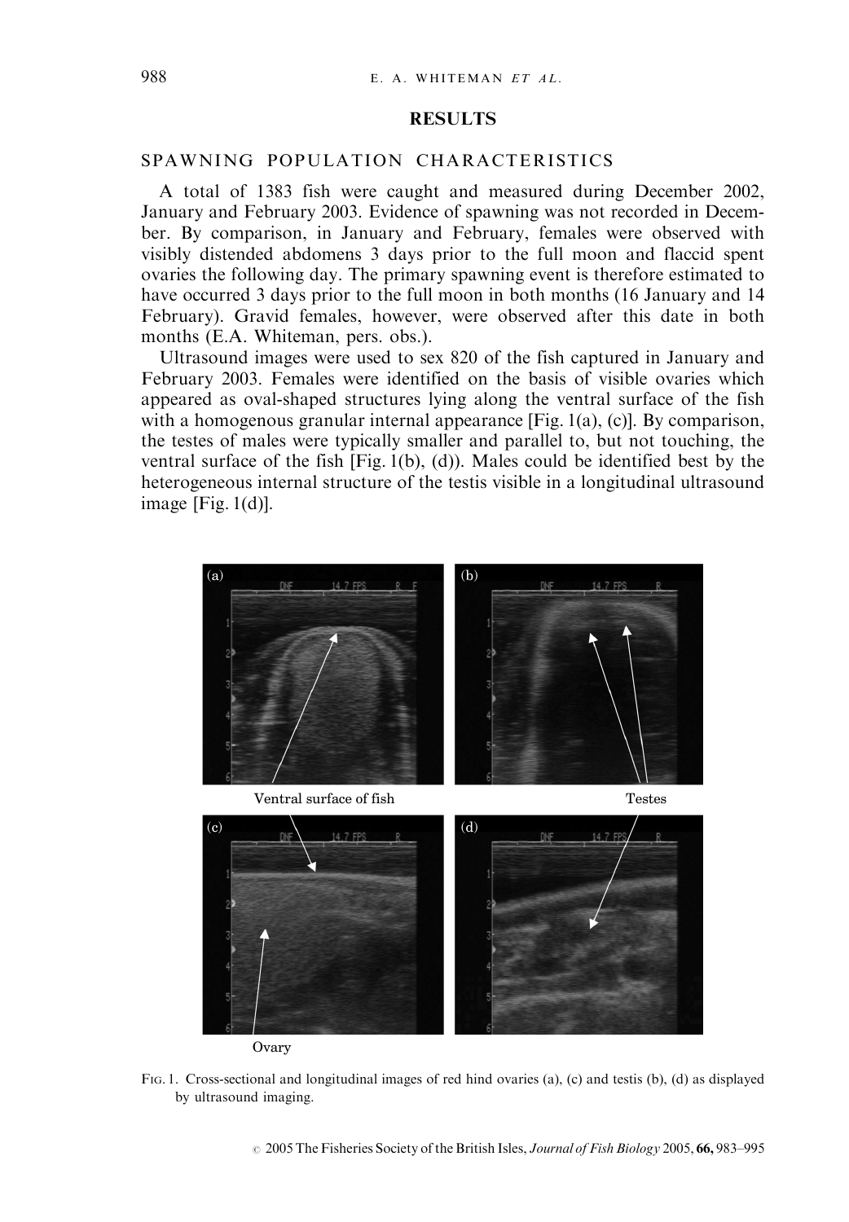## RESULTS

### SPAWNING POPULATION CHARACTERISTICS

A total of 1383 fish were caught and measured during December 2002, January and February 2003. Evidence of spawning was not recorded in December. By comparison, in January and February, females were observed with visibly distended abdomens 3 days prior to the full moon and flaccid spent ovaries the following day. The primary spawning event is therefore estimated to have occurred 3 days prior to the full moon in both months (16 January and 14 February). Gravid females, however, were observed after this date in both months (E.A. Whiteman, pers. obs.).

Ultrasound images were used to sex 820 of the fish captured in January and February 2003. Females were identified on the basis of visible ovaries which appeared as oval-shaped structures lying along the ventral surface of the fish with a homogenous granular internal appearance [Fig. 1(a), (c)]. By comparison, the testes of males were typically smaller and parallel to, but not touching, the ventral surface of the fish [Fig. 1(b), (d)). Males could be identified best by the heterogeneous internal structure of the testis visible in a longitudinal ultrasound image [Fig. 1(d)].

Fig. 1. Cross-sectional and longitudinal images of red hind ovaries (a), (c) and testis (b), (d) as displayed by ultrasound imaging.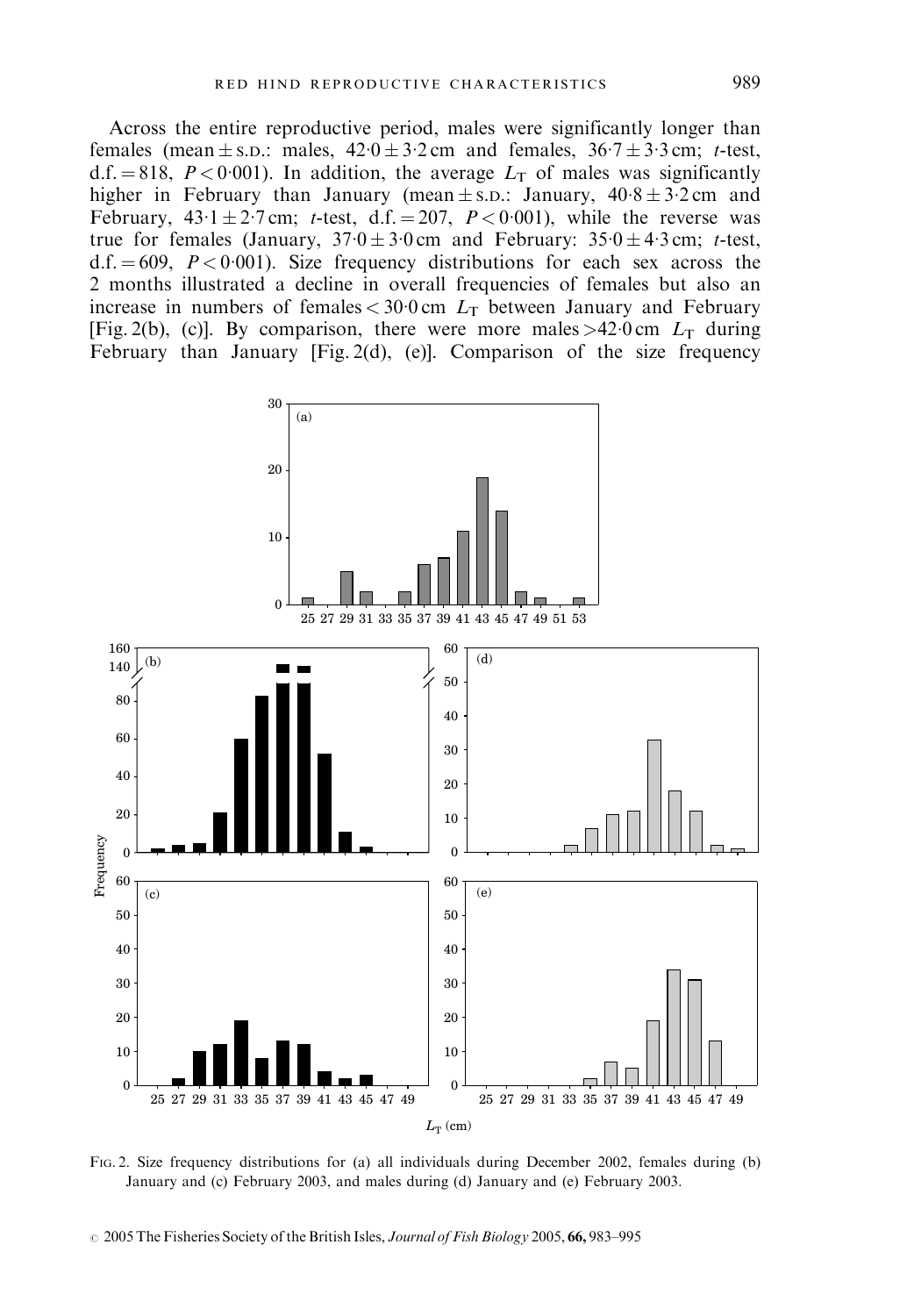Across the entire reproductive period, males were significantly longer than females (mean ± S.D.: males, 42·0 ± 3·2 cm and females, 36·7 ± 3·3 cm; *t*-test, d.f. = 818, $P < 0{\cdot}001$). In addition, the average $L_T$ of males was significantly higher in February than January (mean ± S.D.: January, 40·8 ± 3·2 cm and February, 43·1 ± 2·7 cm; *t*-test, d.f. = 207, $P < 0{\cdot}001$), while the reverse was true for females (January, 37·0 ± 3·0 cm and February: 35·0 ± 4·3 cm; *t*-test, d.f. = 609, $P < 0{\cdot}001$). Size frequency distributions for each sex across the 2 months illustrated a decline in overall frequencies of females but also an increase in numbers of females < 30·0 cm $L_T$ between January and February [Fig. 2(b), (c)]. By comparison, there were more males >42·0 cm $L_T$ during February than January [Fig. 2(d), (e)]. Comparison of the size frequency

FIG. 2. Size frequency distributions for (a) all individuals during December 2002, females during (b) January and (c) February 2003, and males during (d) January and (e) February 2003.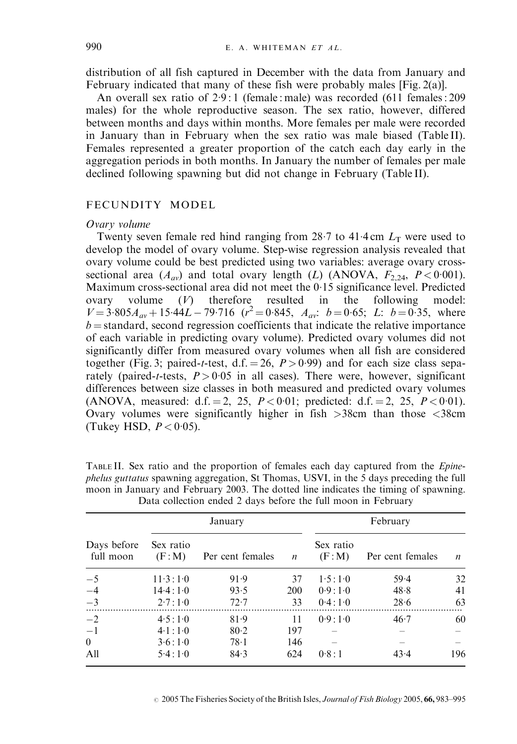distribution of all fish captured in December with the data from January and February indicated that many of these fish were probably males [Fig. 2(a)].

An overall sex ratio of 2·9 : 1 (female : male) was recorded (611 females : 209 males) for the whole reproductive season. The sex ratio, however, differed between months and days within months. More females per male were recorded in January than in February when the sex ratio was male biased (Table II). Females represented a greater proportion of the catch each day early in the aggregation periods in both months. In January the number of females per male declined following spawning but did not change in February (Table II).

## FECUNDITY MODEL

### *Ovary volume*

Twenty seven female red hind ranging from 28·7 to 41·4 cm $L_T$ were used to develop the model of ovary volume. Step-wise regression analysis revealed that ovary volume could be best predicted using two variables: average ovary cross-sectional area ($A_{av}$) and total ovary length ($L$) (ANOVA, $F_{2,24}$, $P < 0{\cdot}001$). Maximum cross-sectional area did not meet the 0·15 significance level. Predicted ovary volume ($V$) therefore resulted in the following model: $V = 3{\cdot}805A_{av} + 15{\cdot}44L - 79{\cdot}716$ ($r^2 = 0{\cdot}845$, $A_{av}$: $b = 0{\cdot}65$; $L$: $b = 0{\cdot}35$, where $b$ = standard, second regression coefficients that indicate the relative importance of each variable in predicting ovary volume). Predicted ovary volumes did not significantly differ from measured ovary volumes when all fish are considered together (Fig. 3; paired-$t$-test, d.f. = 26, $P > 0{\cdot}99$) and for each size class separately (paired-$t$-tests, $P > 0{\cdot}05$ in all cases). There were, however, significant differences between size classes in both measured and predicted ovary volumes (ANOVA, measured: d.f. = 2, 25, $P < 0{\cdot}01$; predicted: d.f. = 2, 25, $P < 0{\cdot}01$). Ovary volumes were significantly higher in fish >38cm than those <38cm (Tukey HSD, $P < 0{\cdot}05$).

TABLE II. Sex ratio and the proportion of females each day captured from the *Epinephelus guttatus* spawning aggregation, St Thomas, USVI, in the 5 days preceding the full moon in January and February 2003. The dotted line indicates the timing of spawning. Data collection ended 2 days before the full moon in February

| | January | | | February | | |
|---|---|---|---|---|---|---|
| Days before full moon | Sex ratio (F : M) | Per cent females | $n$ | Sex ratio (F : M) | Per cent females | $n$ |
| −5 | 11·3 : 1·0 | 91·9 | 37 | 1·5 : 1·0 | 59·4 | 32 |
| −4 | 14·4 : 1·0 | 93·5 | 200 | 0·9 : 1·0 | 48·8 | 41 |
| −3 | 2·7 : 1·0 | 72·7 | 33 | 0·4 : 1·0 | 28·6 | 63 |
| −2 | 4·5 : 1·0 | 81·9 | 11 | 0·9 : 1·0 | 46·7 | 60 |
| −1 | 4·1 : 1·0 | 80·2 | 197 | – | – | – |
| 0 | 3·6 : 1·0 | 78·1 | 146 | – | – | – |
| All | 5·4 : 1·0 | 84·3 | 624 | 0·8 : 1 | 43·4 | 196 |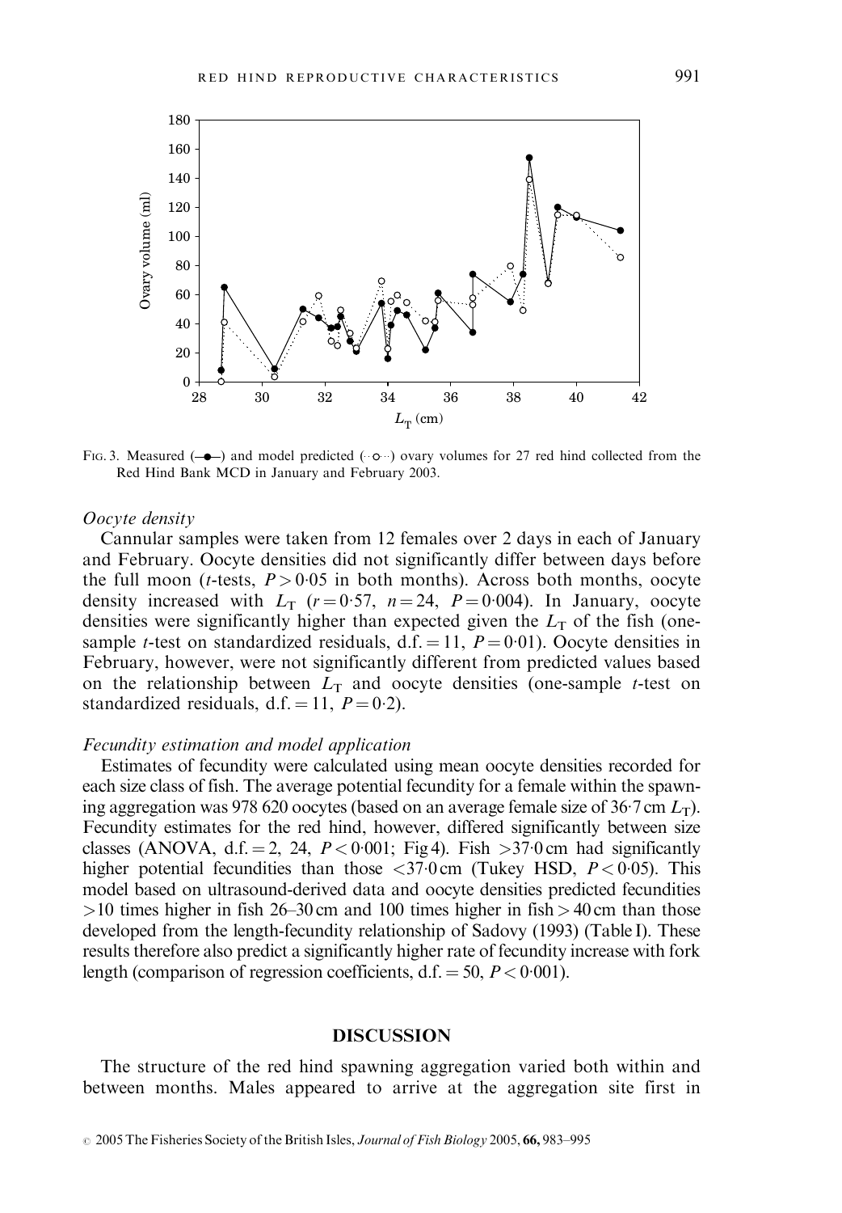FIG. 3. Measured (—●—) and model predicted (··○··) ovary volumes for 27 red hind collected from the Red Hind Bank MCD in January and February 2003.

### *Oocyte density*

Cannular samples were taken from 12 females over 2 days in each of January and February. Oocyte densities did not significantly differ between days before the full moon (*t*-tests, $P > 0{\cdot}05$ in both months). Across both months, oocyte density increased with $L_T$ ($r = 0{\cdot}57$, $n = 24$, $P = 0{\cdot}004$). In January, oocyte densities were significantly higher than expected given the $L_T$ of the fish (one-sample *t*-test on standardized residuals, d.f. = 11, $P = 0{\cdot}01$). Oocyte densities in February, however, were not significantly different from predicted values based on the relationship between $L_T$ and oocyte densities (one-sample *t*-test on standardized residuals, d.f. = 11, $P = 0{\cdot}2$).

### *Fecundity estimation and model application*

Estimates of fecundity were calculated using mean oocyte densities recorded for each size class of fish. The average potential fecundity for a female within the spawning aggregation was 978 620 oocytes (based on an average female size of 36·7 cm $L_T$). Fecundity estimates for the red hind, however, differed significantly between size classes (ANOVA, d.f. = 2, 24, $P < 0{\cdot}001$; Fig 4). Fish >37·0 cm had significantly higher potential fecundities than those <37·0 cm (Tukey HSD, $P < 0{\cdot}05$). This model based on ultrasound-derived data and oocyte densities predicted fecundities >10 times higher in fish 26–30 cm and 100 times higher in fish > 40 cm than those developed from the length-fecundity relationship of Sadovy (1993) (Table I). These results therefore also predict a significantly higher rate of fecundity increase with fork length (comparison of regression coefficients, d.f. = 50, $P < 0{\cdot}001$).

## DISCUSSION

The structure of the red hind spawning aggregation varied both within and between months. Males appeared to arrive at the aggregation site first in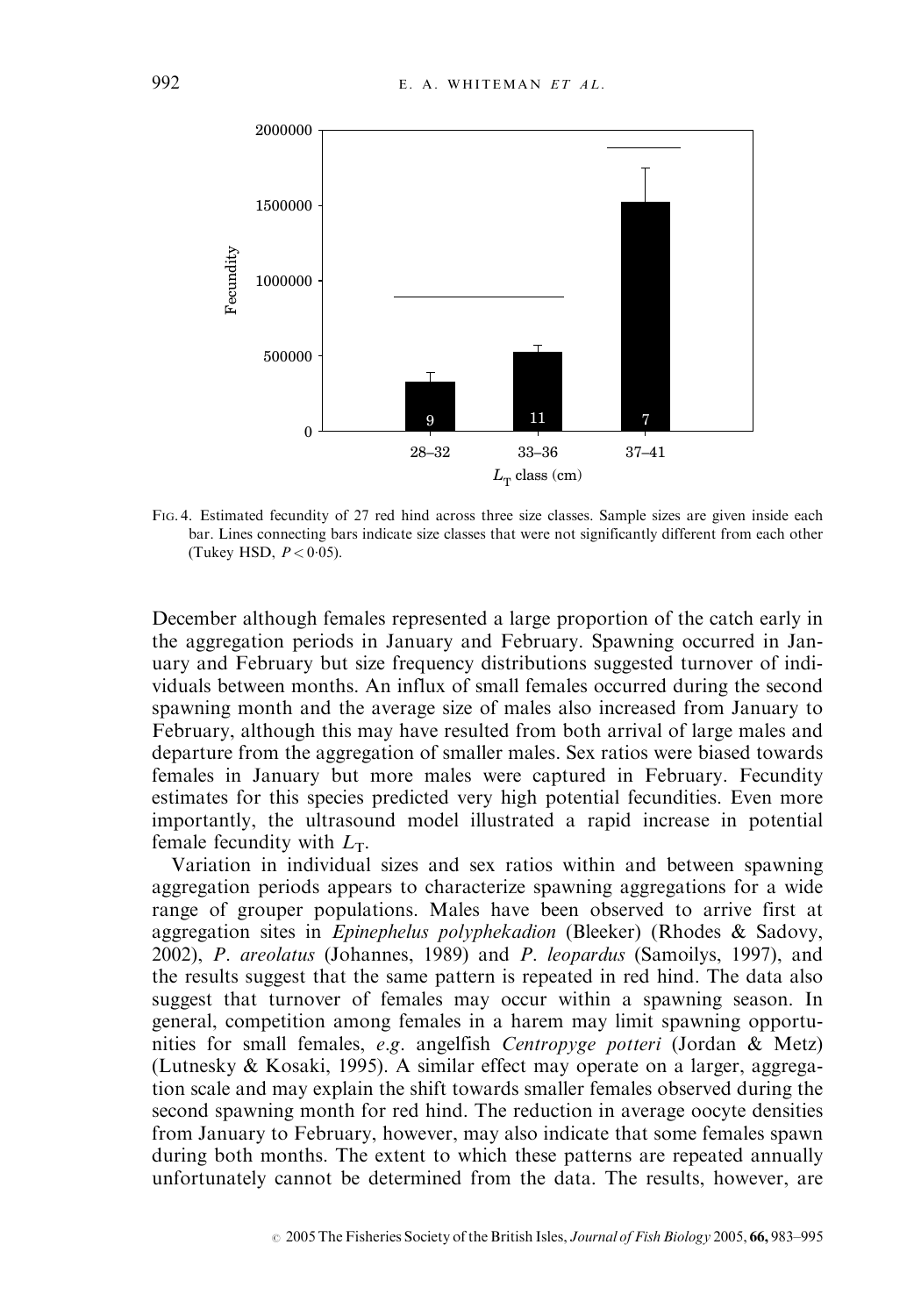Fig. 4. Estimated fecundity of 27 red hind across three size classes. Sample sizes are given inside each bar. Lines connecting bars indicate size classes that were not significantly different from each other (Tukey HSD, $P < 0.05$).

December although females represented a large proportion of the catch early in the aggregation periods in January and February. Spawning occurred in January and February but size frequency distributions suggested turnover of individuals between months. An influx of small females occurred during the second spawning month and the average size of males also increased from January to February, although this may have resulted from both arrival of large males and departure from the aggregation of smaller males. Sex ratios were biased towards females in January but more males were captured in February. Fecundity estimates for this species predicted very high potential fecundities. Even more importantly, the ultrasound model illustrated a rapid increase in potential female fecundity with $L_T$.

Variation in individual sizes and sex ratios within and between spawning aggregation periods appears to characterize spawning aggregations for a wide range of grouper populations. Males have been observed to arrive first at aggregation sites in *Epinephelus polyphekadion* (Bleeker) (Rhodes & Sadovy, 2002), *P. areolatus* (Johannes, 1989) and *P. leopardus* (Samoilys, 1997), and the results suggest that the same pattern is repeated in red hind. The data also suggest that turnover of females may occur within a spawning season. In general, competition among females in a harem may limit spawning opportunities for small females, *e.g.* angelfish *Centropyge potteri* (Jordan & Metz) (Lutnesky & Kosaki, 1995). A similar effect may operate on a larger, aggregation scale and may explain the shift towards smaller females observed during the second spawning month for red hind. The reduction in average oocyte densities from January to February, however, may also indicate that some females spawn during both months. The extent to which these patterns are repeated annually unfortunately cannot be determined from the data. The results, however, are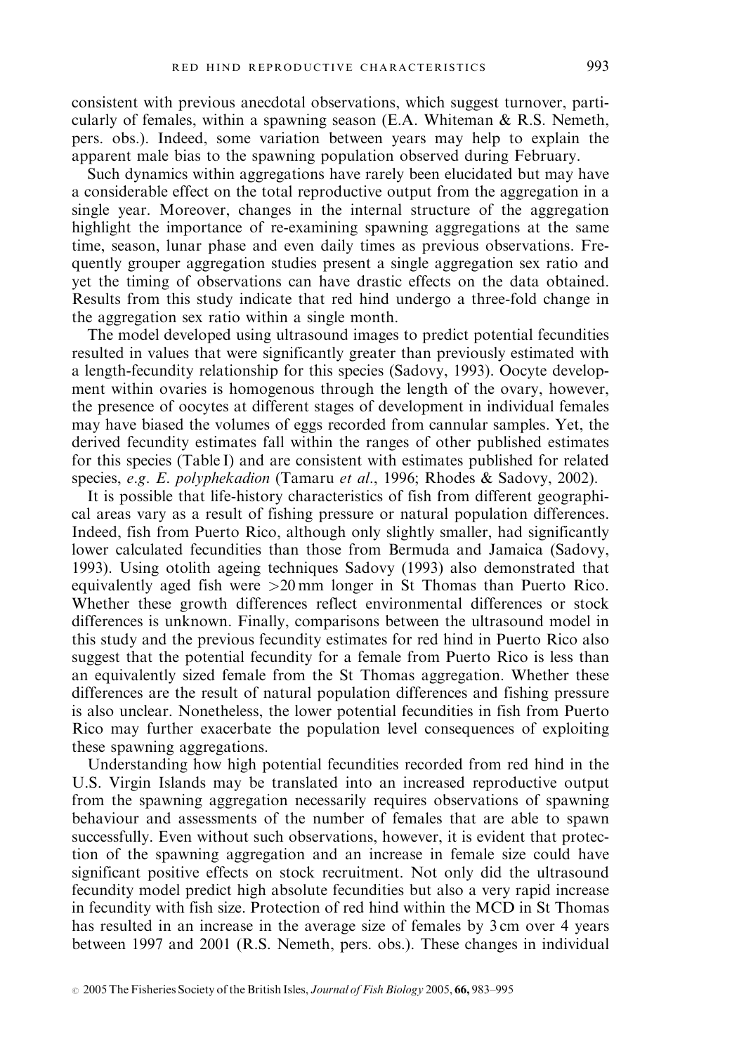consistent with previous anecdotal observations, which suggest turnover, particularly of females, within a spawning season (E.A. Whiteman & R.S. Nemeth, pers. obs.). Indeed, some variation between years may help to explain the apparent male bias to the spawning population observed during February.

Such dynamics within aggregations have rarely been elucidated but may have a considerable effect on the total reproductive output from the aggregation in a single year. Moreover, changes in the internal structure of the aggregation highlight the importance of re-examining spawning aggregations at the same time, season, lunar phase and even daily times as previous observations. Frequently grouper aggregation studies present a single aggregation sex ratio and yet the timing of observations can have drastic effects on the data obtained. Results from this study indicate that red hind undergo a three-fold change in the aggregation sex ratio within a single month.

The model developed using ultrasound images to predict potential fecundities resulted in values that were significantly greater than previously estimated with a length-fecundity relationship for this species (Sadovy, 1993). Oocyte development within ovaries is homogenous through the length of the ovary, however, the presence of oocytes at different stages of development in individual females may have biased the volumes of eggs recorded from cannular samples. Yet, the derived fecundity estimates fall within the ranges of other published estimates for this species (Table I) and are consistent with estimates published for related species, *e.g. E. polyphekadion* (Tamaru *et al*., 1996; Rhodes & Sadovy, 2002).

It is possible that life-history characteristics of fish from different geographical areas vary as a result of fishing pressure or natural population differences. Indeed, fish from Puerto Rico, although only slightly smaller, had significantly lower calculated fecundities than those from Bermuda and Jamaica (Sadovy, 1993). Using otolith ageing techniques Sadovy (1993) also demonstrated that equivalently aged fish were >20 mm longer in St Thomas than Puerto Rico. Whether these growth differences reflect environmental differences or stock differences is unknown. Finally, comparisons between the ultrasound model in this study and the previous fecundity estimates for red hind in Puerto Rico also suggest that the potential fecundity for a female from Puerto Rico is less than an equivalently sized female from the St Thomas aggregation. Whether these differences are the result of natural population differences and fishing pressure is also unclear. Nonetheless, the lower potential fecundities in fish from Puerto Rico may further exacerbate the population level consequences of exploiting these spawning aggregations.

Understanding how high potential fecundities recorded from red hind in the U.S. Virgin Islands may be translated into an increased reproductive output from the spawning aggregation necessarily requires observations of spawning behaviour and assessments of the number of females that are able to spawn successfully. Even without such observations, however, it is evident that protection of the spawning aggregation and an increase in female size could have significant positive effects on stock recruitment. Not only did the ultrasound fecundity model predict high absolute fecundities but also a very rapid increase in fecundity with fish size. Protection of red hind within the MCD in St Thomas has resulted in an increase in the average size of females by 3 cm over 4 years between 1997 and 2001 (R.S. Nemeth, pers. obs.). These changes in individual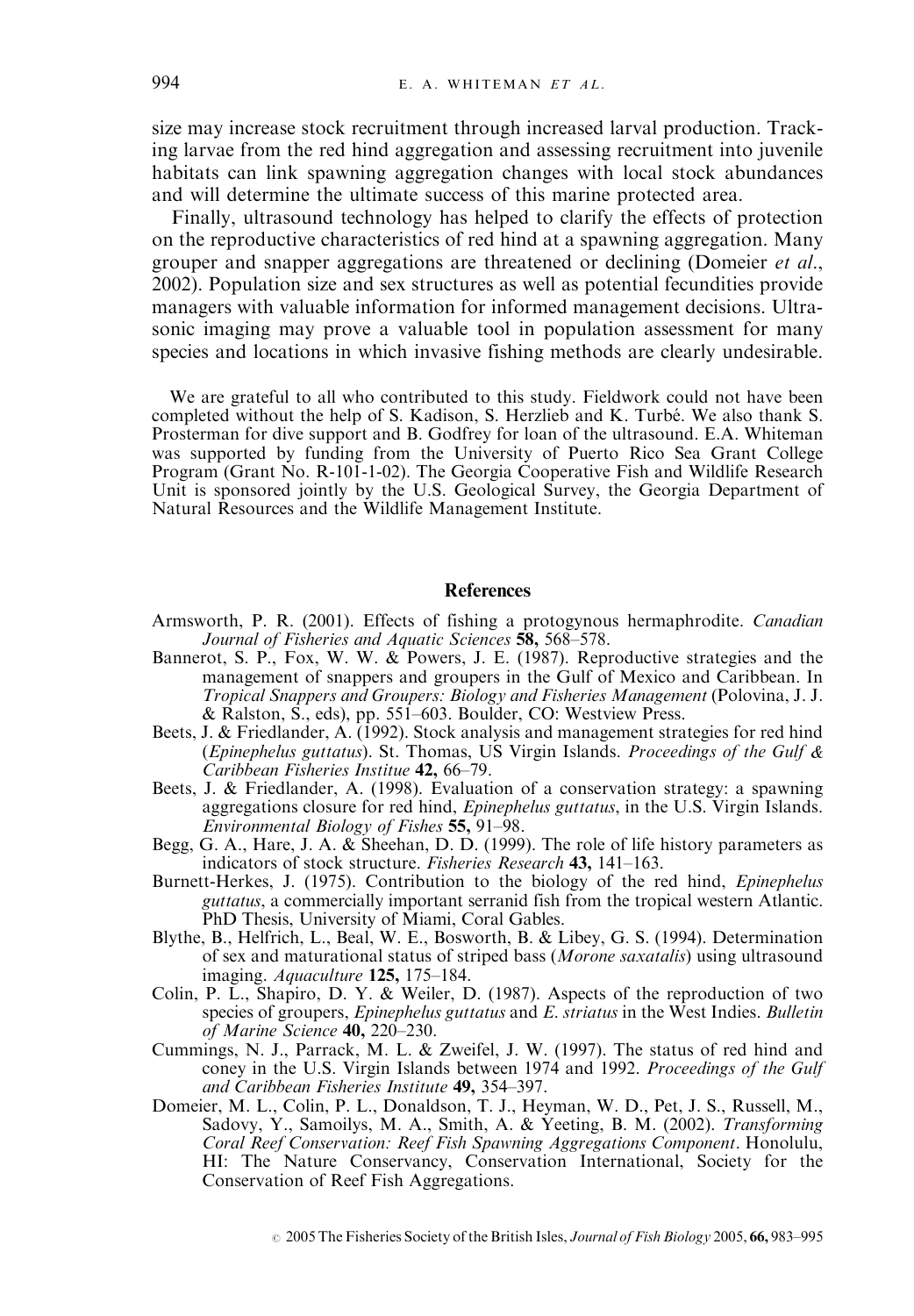size may increase stock recruitment through increased larval production. Tracking larvae from the red hind aggregation and assessing recruitment into juvenile habitats can link spawning aggregation changes with local stock abundances and will determine the ultimate success of this marine protected area.

Finally, ultrasound technology has helped to clarify the effects of protection on the reproductive characteristics of red hind at a spawning aggregation. Many grouper and snapper aggregations are threatened or declining (Domeier *et al.*, 2002). Population size and sex structures as well as potential fecundities provide managers with valuable information for informed management decisions. Ultrasonic imaging may prove a valuable tool in population assessment for many species and locations in which invasive fishing methods are clearly undesirable.

We are grateful to all who contributed to this study. Fieldwork could not have been completed without the help of S. Kadison, S. Herzlieb and K. Turbé. We also thank S. Prosterman for dive support and B. Godfrey for loan of the ultrasound. E.A. Whiteman was supported by funding from the University of Puerto Rico Sea Grant College Program (Grant No. R-101-1-02). The Georgia Cooperative Fish and Wildlife Research Unit is sponsored jointly by the U.S. Geological Survey, the Georgia Department of Natural Resources and the Wildlife Management Institute.

## References

Armsworth, P. R. (2001). Effects of fishing a protogynous hermaphrodite. *Canadian Journal of Fisheries and Aquatic Sciences* **58,** 568–578.

Bannerot, S. P., Fox, W. W. & Powers, J. E. (1987). Reproductive strategies and the management of snappers and groupers in the Gulf of Mexico and Caribbean. In *Tropical Snappers and Groupers: Biology and Fisheries Management* (Polovina, J. J. & Ralston, S., eds), pp. 551–603. Boulder, CO: Westview Press.

Beets, J. & Friedlander, A. (1992). Stock analysis and management strategies for red hind (*Epinephelus guttatus*). St. Thomas, US Virgin Islands. *Proceedings of the Gulf & Caribbean Fisheries Institue* **42,** 66–79.

Beets, J. & Friedlander, A. (1998). Evaluation of a conservation strategy: a spawning aggregations closure for red hind, *Epinephelus guttatus*, in the U.S. Virgin Islands. *Environmental Biology of Fishes* **55,** 91–98.

Begg, G. A., Hare, J. A. & Sheehan, D. D. (1999). The role of life history parameters as indicators of stock structure. *Fisheries Research* **43,** 141–163.

Burnett-Herkes, J. (1975). Contribution to the biology of the red hind, *Epinephelus guttatus*, a commercially important serranid fish from the tropical western Atlantic. PhD Thesis, University of Miami, Coral Gables.

Blythe, B., Helfrich, L., Beal, W. E., Bosworth, B. & Libey, G. S. (1994). Determination of sex and maturational status of striped bass (*Morone saxatalis*) using ultrasound imaging. *Aquaculture* **125,** 175–184.

Colin, P. L., Shapiro, D. Y. & Weiler, D. (1987). Aspects of the reproduction of two species of groupers, *Epinephelus guttatus* and *E. striatus* in the West Indies. *Bulletin of Marine Science* **40,** 220–230.

Cummings, N. J., Parrack, M. L. & Zweifel, J. W. (1997). The status of red hind and coney in the U.S. Virgin Islands between 1974 and 1992. *Proceedings of the Gulf and Caribbean Fisheries Institute* **49,** 354–397.

Domeier, M. L., Colin, P. L., Donaldson, T. J., Heyman, W. D., Pet, J. S., Russell, M., Sadovy, Y., Samoilys, M. A., Smith, A. & Yeeting, B. M. (2002). *Transforming Coral Reef Conservation: Reef Fish Spawning Aggregations Component*. Honolulu, HI: The Nature Conservancy, Conservation International, Society for the Conservation of Reef Fish Aggregations.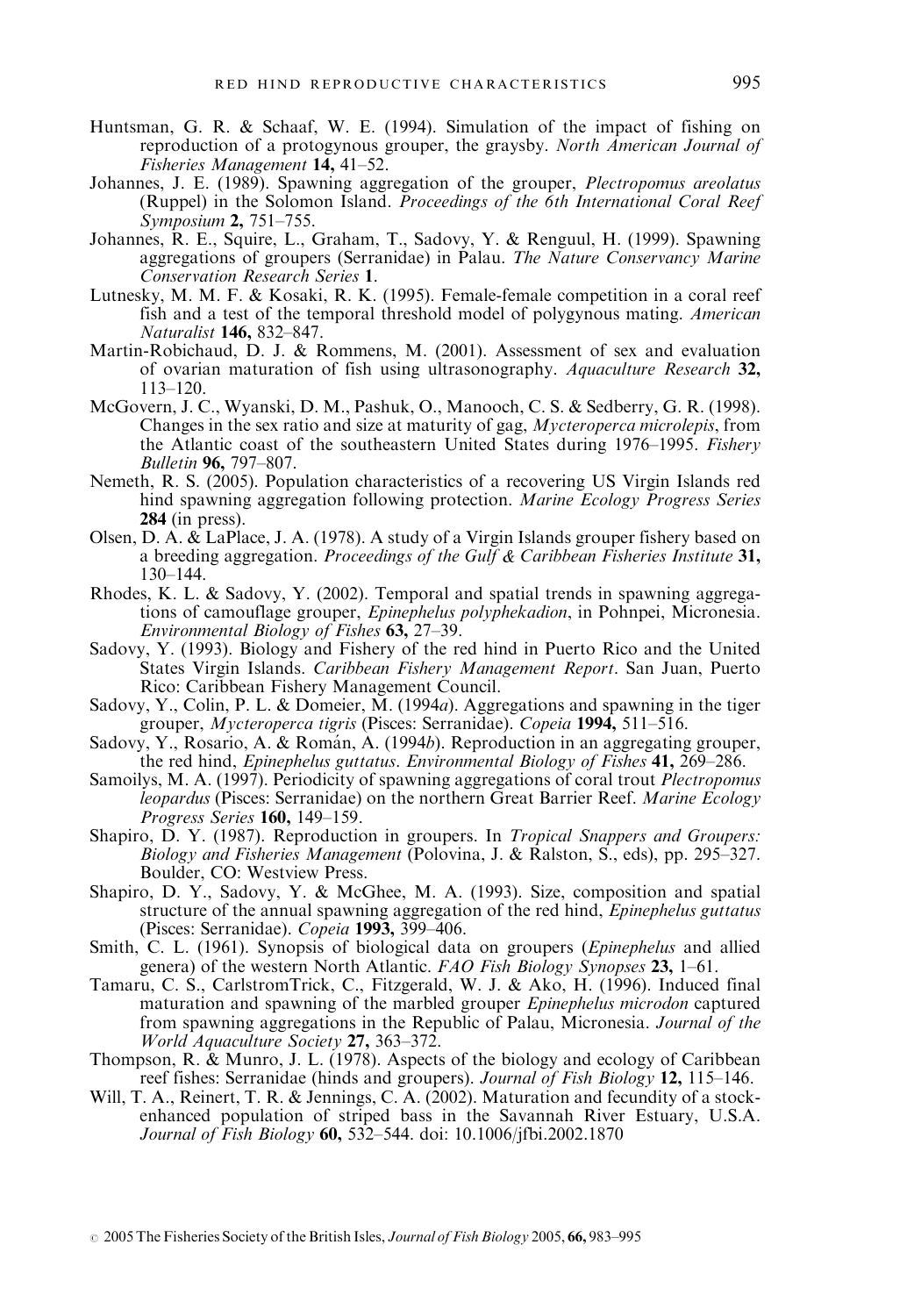Huntsman, G. R. & Schaaf, W. E. (1994). Simulation of the impact of fishing on reproduction of a protogynous grouper, the graysby. *North American Journal of Fisheries Management* **14,** 41–52.

Johannes, J. E. (1989). Spawning aggregation of the grouper, *Plectropomus areolatus* (Ruppel) in the Solomon Island. *Proceedings of the 6th International Coral Reef Symposium* **2,** 751–755.

Johannes, R. E., Squire, L., Graham, T., Sadovy, Y. & Renguul, H. (1999). Spawning aggregations of groupers (Serranidae) in Palau. *The Nature Conservancy Marine Conservation Research Series* **1**.

Lutnesky, M. M. F. & Kosaki, R. K. (1995). Female-female competition in a coral reef fish and a test of the temporal threshold model of polygynous mating. *American Naturalist* **146,** 832–847.

Martin-Robichaud, D. J. & Rommens, M. (2001). Assessment of sex and evaluation of ovarian maturation of fish using ultrasonography. *Aquaculture Research* **32,** 113–120.

McGovern, J. C., Wyanski, D. M., Pashuk, O., Manooch, C. S. & Sedberry, G. R. (1998). Changes in the sex ratio and size at maturity of gag, *Mycteroperca microlepis*, from the Atlantic coast of the southeastern United States during 1976–1995. *Fishery Bulletin* **96,** 797–807.

Nemeth, R. S. (2005). Population characteristics of a recovering US Virgin Islands red hind spawning aggregation following protection. *Marine Ecology Progress Series* **284** (in press).

Olsen, D. A. & LaPlace, J. A. (1978). A study of a Virgin Islands grouper fishery based on a breeding aggregation. *Proceedings of the Gulf & Caribbean Fisheries Institute* **31,** 130–144.

Rhodes, K. L. & Sadovy, Y. (2002). Temporal and spatial trends in spawning aggregations of camouflage grouper, *Epinephelus polyphekadion*, in Pohnpei, Micronesia. *Environmental Biology of Fishes* **63,** 27–39.

Sadovy, Y. (1993). Biology and Fishery of the red hind in Puerto Rico and the United States Virgin Islands. *Caribbean Fishery Management Report*. San Juan, Puerto Rico: Caribbean Fishery Management Council.

Sadovy, Y., Colin, P. L. & Domeier, M. (1994*a*). Aggregations and spawning in the tiger grouper, *Mycteroperca tigris* (Pisces: Serranidae). *Copeia* **1994,** 511–516.

Sadovy, Y., Rosario, A. & Román, A. (1994*b*). Reproduction in an aggregating grouper, the red hind, *Epinephelus guttatus*. *Environmental Biology of Fishes* **41,** 269–286.

Samoilys, M. A. (1997). Periodicity of spawning aggregations of coral trout *Plectropomus leopardus* (Pisces: Serranidae) on the northern Great Barrier Reef. *Marine Ecology Progress Series* **160,** 149–159.

Shapiro, D. Y. (1987). Reproduction in groupers. In *Tropical Snappers and Groupers: Biology and Fisheries Management* (Polovina, J. & Ralston, S., eds), pp. 295–327. Boulder, CO: Westview Press.

Shapiro, D. Y., Sadovy, Y. & McGhee, M. A. (1993). Size, composition and spatial structure of the annual spawning aggregation of the red hind, *Epinephelus guttatus* (Pisces: Serranidae). *Copeia* **1993,** 399–406.

Smith, C. L. (1961). Synopsis of biological data on groupers (*Epinephelus* and allied genera) of the western North Atlantic. *FAO Fish Biology Synopses* **23,** 1–61.

Tamaru, C. S., CarlstromTrick, C., Fitzgerald, W. J. & Ako, H. (1996). Induced final maturation and spawning of the marbled grouper *Epinephelus microdon* captured from spawning aggregations in the Republic of Palau, Micronesia. *Journal of the World Aquaculture Society* **27,** 363–372.

Thompson, R. & Munro, J. L. (1978). Aspects of the biology and ecology of Caribbean reef fishes: Serranidae (hinds and groupers). *Journal of Fish Biology* **12,** 115–146.

Will, T. A., Reinert, T. R. & Jennings, C. A. (2002). Maturation and fecundity of a stock-enhanced population of striped bass in the Savannah River Estuary, U.S.A. *Journal of Fish Biology* **60,** 532–544. doi: 10.1006/jfbi.2002.1870